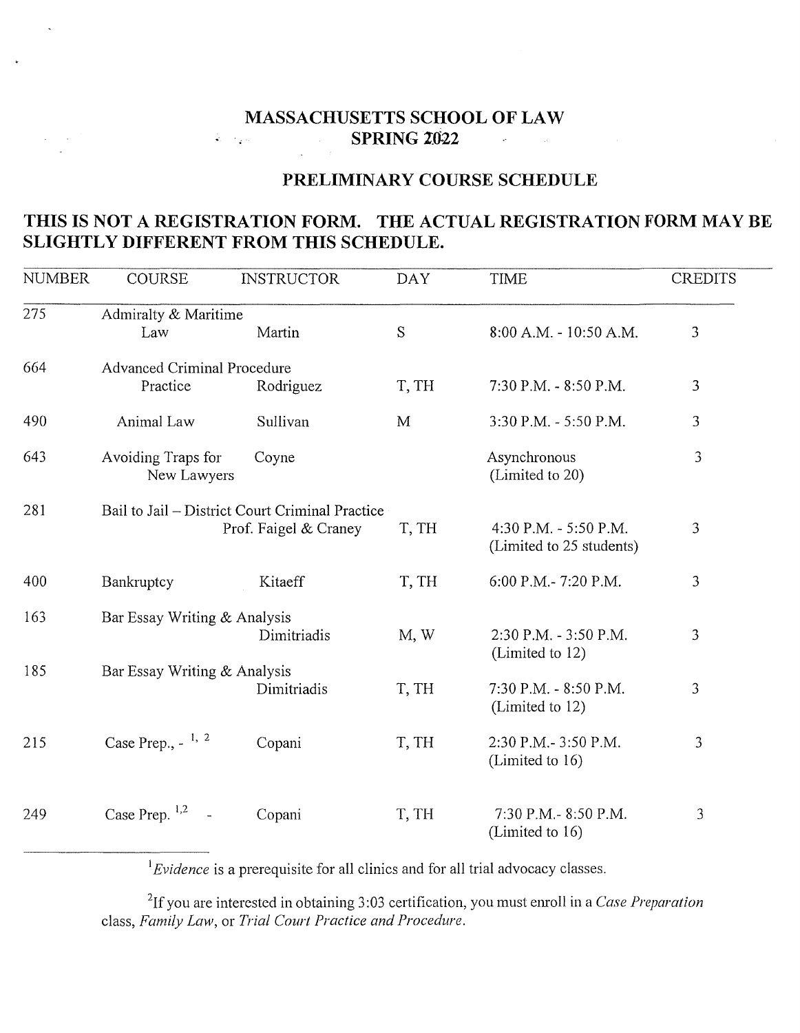# MASSACHUSETTS SCHOOL OF LAW
## SPRING 2022

### PRELIMINARY COURSE SCHEDULE

**THIS IS NOT A REGISTRATION FORM. THE ACTUAL REGISTRATION FORM MAY BE SLIGHTLY DIFFERENT FROM THIS SCHEDULE.**

| NUMBER | COURSE | INSTRUCTOR | DAY | TIME | CREDITS |
|---|---|---|---|---|---|
| 275 | Admiralty & Maritime Law | Martin | S | 8:00 A.M. - 10:50 A.M. | 3 |
| 664 | Advanced Criminal Procedure Practice | Rodriguez | T, TH | 7:30 P.M. - 8:50 P.M. | 3 |
| 490 | Animal Law | Sullivan | M | 3:30 P.M. - 5:50 P.M. | 3 |
| 643 | Avoiding Traps for New Lawyers | Coyne | | Asynchronous (Limited to 20) | 3 |
| 281 | Bail to Jail – District Court Criminal Practice | Prof. Faigel & Craney | T, TH | 4:30 P.M. - 5:50 P.M. (Limited to 25 students) | 3 |
| 400 | Bankruptcy | Kitaeff | T, TH | 6:00 P.M.- 7:20 P.M. | 3 |
| 163 | Bar Essay Writing & Analysis | Dimitriadis | M, W | 2:30 P.M. - 3:50 P.M. (Limited to 12) | 3 |
| 185 | Bar Essay Writing & Analysis | Dimitriadis | T, TH | 7:30 P.M. - 8:50 P.M. (Limited to 12) | 3 |
| 215 | Case Prep., - [1, 2] | Copani | T, TH | 2:30 P.M.- 3:50 P.M. (Limited to 16) | 3 |
| 249 | Case Prep. [1,2] - | Copani | T, TH | 7:30 P.M.- 8:50 P.M. (Limited to 16) | 3 |

---

[1]*Evidence* is a prerequisite for all clinics and for all trial advocacy classes.

[2]If you are interested in obtaining 3:03 certification, you must enroll in a *Case Preparation* class, *Family Law*, or *Trial Court Practice and Procedure*.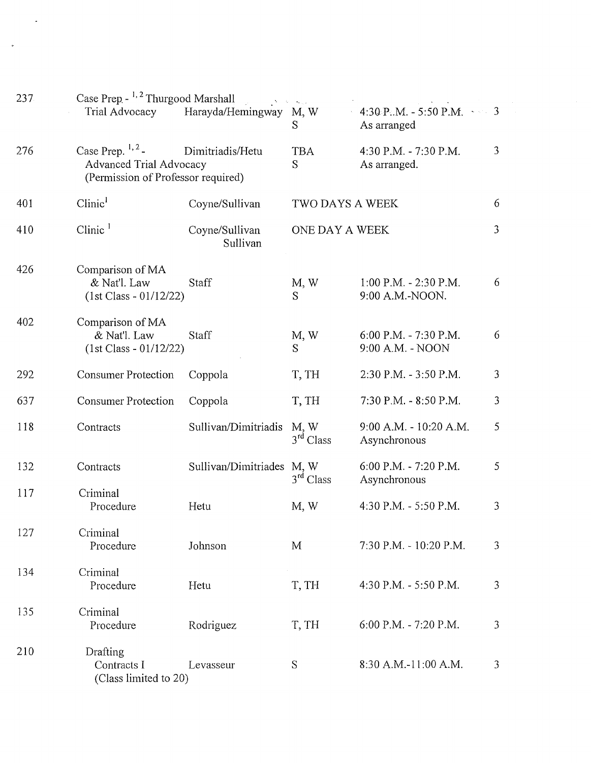| | | | | | |
|---|---|---|---|---|---|
| 237 | Case Prep. - [1,2] Thurgood Marshall Trial Advocacy | Harayda/Hemingway | M, W<br>S | 4:30 P.M. - 5:50 P.M.<br>As arranged | 3 |
| 276 | Case Prep. [1,2] - Advanced Trial Advocacy (Permission of Professor required) | Dimitriadis/Hetu | TBA<br>S | 4:30 P.M. - 7:30 P.M.<br>As arranged. | 3 |
| 401 | Clinic[1] | Coyne/Sullivan | TWO DAYS A WEEK | | 6 |
| 410 | Clinic [1] | Coyne/Sullivan<br>Sullivan | ONE DAY A WEEK | | 3 |
| 426 | Comparison of MA & Nat'l. Law (1st Class - 01/12/22) | Staff | M, W<br>S | 1:00 P.M. - 2:30 P.M.<br>9:00 A.M.-NOON. | 6 |
| 402 | Comparison of MA & Nat'l. Law (1st Class - 01/12/22) | Staff | M, W<br>S | 6:00 P.M. - 7:30 P.M.<br>9:00 A.M. - NOON | 6 |
| 292 | Consumer Protection | Coppola | T, TH | 2:30 P.M. - 3:50 P.M. | 3 |
| 637 | Consumer Protection | Coppola | T, TH | 7:30 P.M. - 8:50 P.M. | 3 |
| 118 | Contracts | Sullivan/Dimitriadis | M, W<br>3rd Class | 9:00 A.M. - 10:20 A.M.<br>Asynchronous | 5 |
| 132 | Contracts | Sullivan/Dimitriades | M, W<br>3rd Class | 6:00 P.M. - 7:20 P.M.<br>Asynchronous | 5 |
| 117 | Criminal Procedure | Hetu | M, W | 4:30 P.M. - 5:50 P.M. | 3 |
| 127 | Criminal Procedure | Johnson | M | 7:30 P.M. - 10:20 P.M. | 3 |
| 134 | Criminal Procedure | Hetu | T, TH | 4:30 P.M. - 5:50 P.M. | 3 |
| 135 | Criminal Procedure | Rodriguez | T, TH | 6:00 P.M. - 7:20 P.M. | 3 |
| 210 | Drafting Contracts I (Class limited to 20) | Levasseur | S | 8:30 A.M.-11:00 A.M. | 3 |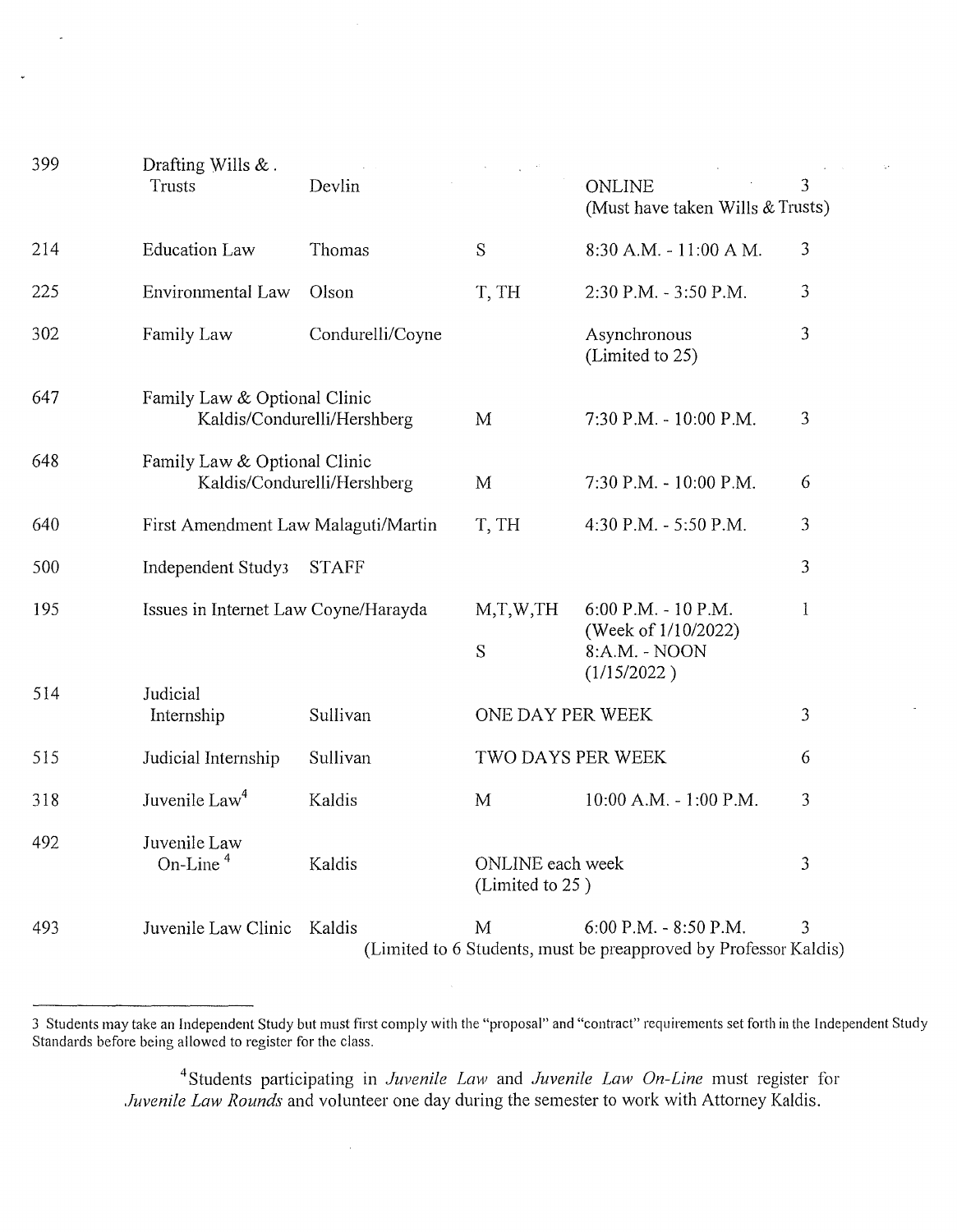| | | | | | |
|---|---|---|---|---|---|
| 399 | Drafting Wills &. Trusts | Devlin | | ONLINE (Must have taken Wills & Trusts) | 3 |
| 214 | Education Law | Thomas | S | 8:30 A.M. - 11:00 A M. | 3 |
| 225 | Environmental Law | Olson | T, TH | 2:30 P.M. - 3:50 P.M. | 3 |
| 302 | Family Law | Condurelli/Coyne | | Asynchronous (Limited to 25) | 3 |
| 647 | Family Law & Optional Clinic | Kaldis/Condurelli/Hershberg | M | 7:30 P.M. - 10:00 P.M. | 3 |
| 648 | Family Law & Optional Clinic | Kaldis/Condurelli/Hershberg | M | 7:30 P.M. - 10:00 P.M. | 6 |
| 640 | First Amendment Law | Malaguti/Martin | T, TH | 4:30 P.M. - 5:50 P.M. | 3 |
| 500 | Independent Study[3] | STAFF | | | 3 |
| 195 | Issues in Internet Law | Coyne/Harayda | M,T,W,TH | 6:00 P.M. - 10 P.M. (Week of 1/10/2022) | 1 |
| | | | S | 8:A.M. - NOON (1/15/2022) | |
| 514 | Judicial Internship | Sullivan | ONE DAY PER WEEK | | 3 |
| 515 | Judicial Internship | Sullivan | TWO DAYS PER WEEK | | 6 |
| 318 | Juvenile Law[4] | Kaldis | M | 10:00 A.M. - 1:00 P.M. | 3 |
| 492 | Juvenile Law On-Line[4] | Kaldis | ONLINE each week (Limited to 25) | | 3 |
| 493 | Juvenile Law Clinic | Kaldis | M | 6:00 P.M. - 8:50 P.M. (Limited to 6 Students, must be preapproved by Professor Kaldis) | 3 |

---

3 Students may take an Independent Study but must first comply with the "proposal" and "contract" requirements set forth in the Independent Study Standards before being allowed to register for the class.

4 Students participating in *Juvenile Law* and *Juvenile Law On-Line* must register for *Juvenile Law Rounds* and volunteer one day during the semester to work with Attorney Kaldis.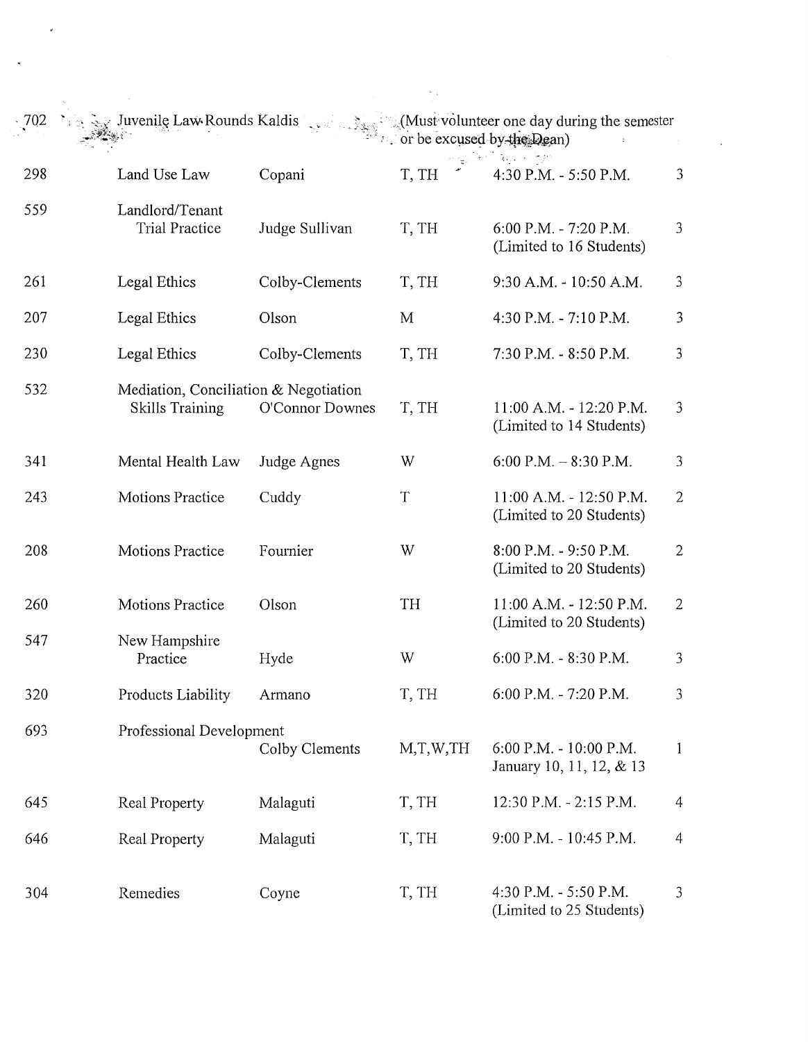| | | | | | |
|---|---|---|---|---|---|
| 702 | Juvenile Law Rounds Kaldis | | | (Must volunteer one day during the semester or be excused by the Dean) | |
| 298 | Land Use Law | Copani | T, TH | 4:30 P.M. - 5:50 P.M. | 3 |
| 559 | Landlord/Tenant Trial Practice | Judge Sullivan | T, TH | 6:00 P.M. - 7:20 P.M. (Limited to 16 Students) | 3 |
| 261 | Legal Ethics | Colby-Clements | T, TH | 9:30 A.M. - 10:50 A.M. | 3 |
| 207 | Legal Ethics | Olson | M | 4:30 P.M. - 7:10 P.M. | 3 |
| 230 | Legal Ethics | Colby-Clements | T, TH | 7:30 P.M. - 8:50 P.M. | 3 |
| 532 | Mediation, Conciliation & Negotiation Skills Training | O'Connor Downes | T, TH | 11:00 A.M. - 12:20 P.M. (Limited to 14 Students) | 3 |
| 341 | Mental Health Law | Judge Agnes | W | 6:00 P.M. – 8:30 P.M. | 3 |
| 243 | Motions Practice | Cuddy | T | 11:00 A.M. - 12:50 P.M. (Limited to 20 Students) | 2 |
| 208 | Motions Practice | Fournier | W | 8:00 P.M. - 9:50 P.M. (Limited to 20 Students) | 2 |
| 260 | Motions Practice | Olson | TH | 11:00 A.M. - 12:50 P.M. (Limited to 20 Students) | 2 |
| 547 | New Hampshire Practice | Hyde | W | 6:00 P.M. - 8:30 P.M. | 3 |
| 320 | Products Liability | Armano | T, TH | 6:00 P.M. - 7:20 P.M. | 3 |
| 693 | Professional Development | Colby Clements | M,T,W,TH | 6:00 P.M. - 10:00 P.M. January 10, 11, 12, & 13 | 1 |
| 645 | Real Property | Malaguti | T, TH | 12:30 P.M. - 2:15 P.M. | 4 |
| 646 | Real Property | Malaguti | T, TH | 9:00 P.M. - 10:45 P.M. | 4 |
| 304 | Remedies | Coyne | T, TH | 4:30 P.M. - 5:50 P.M. (Limited to 25 Students) | 3 |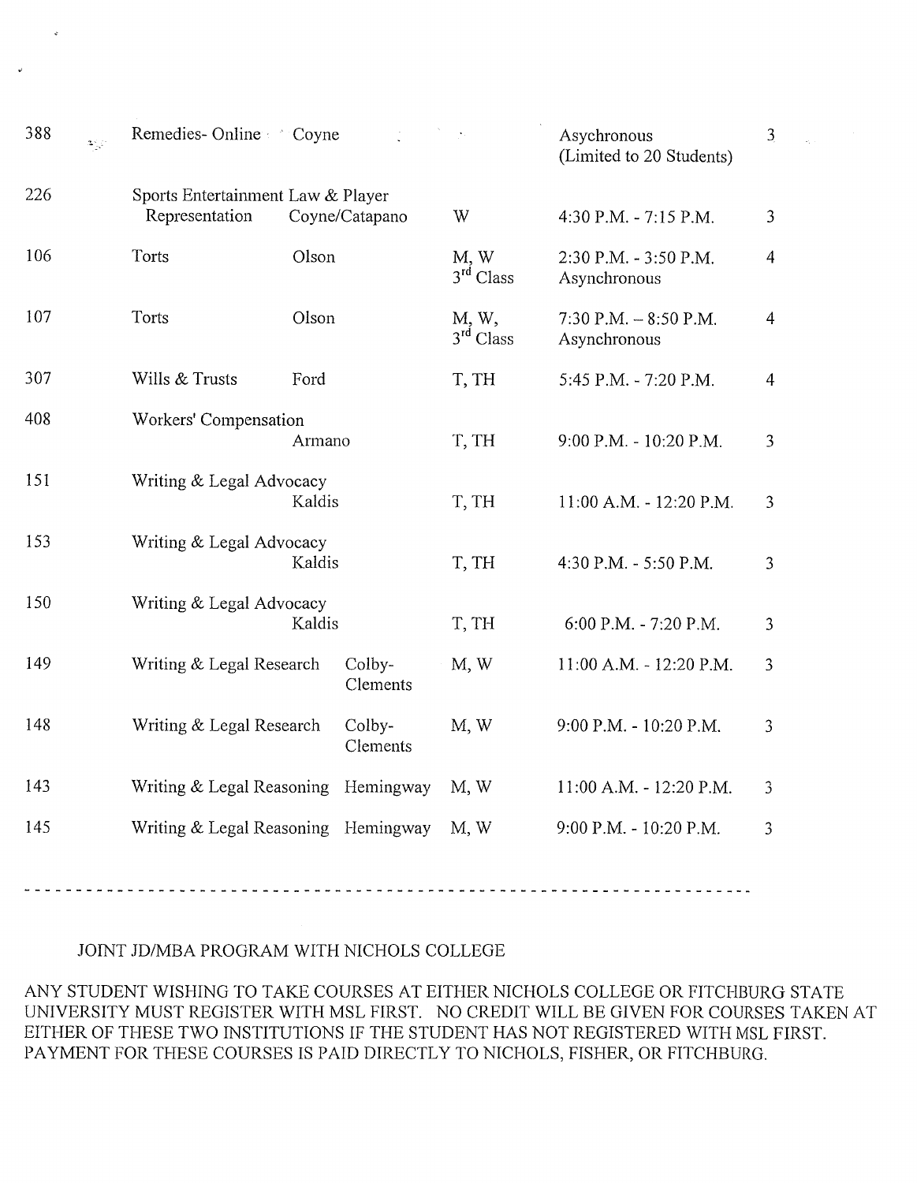| | | | | | |
|---|---|---|---|---|---|
| 388 | Remedies- Online | Coyne | | Asychronous (Limited to 20 Students) | 3 |
| 226 | Sports Entertainment Law & Player Representation | Coyne/Catapano | W | 4:30 P.M. - 7:15 P.M. | 3 |
| 106 | Torts | Olson | M, W 3rd Class | 2:30 P.M. - 3:50 P.M. Asynchronous | 4 |
| 107 | Torts | Olson | M, W, 3rd Class | 7:30 P.M. – 8:50 P.M. Asynchronous | 4 |
| 307 | Wills & Trusts | Ford | T, TH | 5:45 P.M. - 7:20 P.M. | 4 |
| 408 | Workers' Compensation | Armano | T, TH | 9:00 P.M. - 10:20 P.M. | 3 |
| 151 | Writing & Legal Advocacy | Kaldis | T, TH | 11:00 A.M. - 12:20 P.M. | 3 |
| 153 | Writing & Legal Advocacy | Kaldis | T, TH | 4:30 P.M. - 5:50 P.M. | 3 |
| 150 | Writing & Legal Advocacy | Kaldis | T, TH | 6:00 P.M. - 7:20 P.M. | 3 |
| 149 | Writing & Legal Research | Colby-Clements | M, W | 11:00 A.M. - 12:20 P.M. | 3 |
| 148 | Writing & Legal Research | Colby-Clements | M, W | 9:00 P.M. - 10:20 P.M. | 3 |
| 143 | Writing & Legal Reasoning | Hemingway | M, W | 11:00 A.M. - 12:20 P.M. | 3 |
| 145 | Writing & Legal Reasoning | Hemingway | M, W | 9:00 P.M. - 10:20 P.M. | 3 |

---

JOINT JD/MBA PROGRAM WITH NICHOLS COLLEGE

ANY STUDENT WISHING TO TAKE COURSES AT EITHER NICHOLS COLLEGE OR FITCHBURG STATE UNIVERSITY MUST REGISTER WITH MSL FIRST. NO CREDIT WILL BE GIVEN FOR COURSES TAKEN AT EITHER OF THESE TWO INSTITUTIONS IF THE STUDENT HAS NOT REGISTERED WITH MSL FIRST. PAYMENT FOR THESE COURSES IS PAID DIRECTLY TO NICHOLS, FISHER, OR FITCHBURG.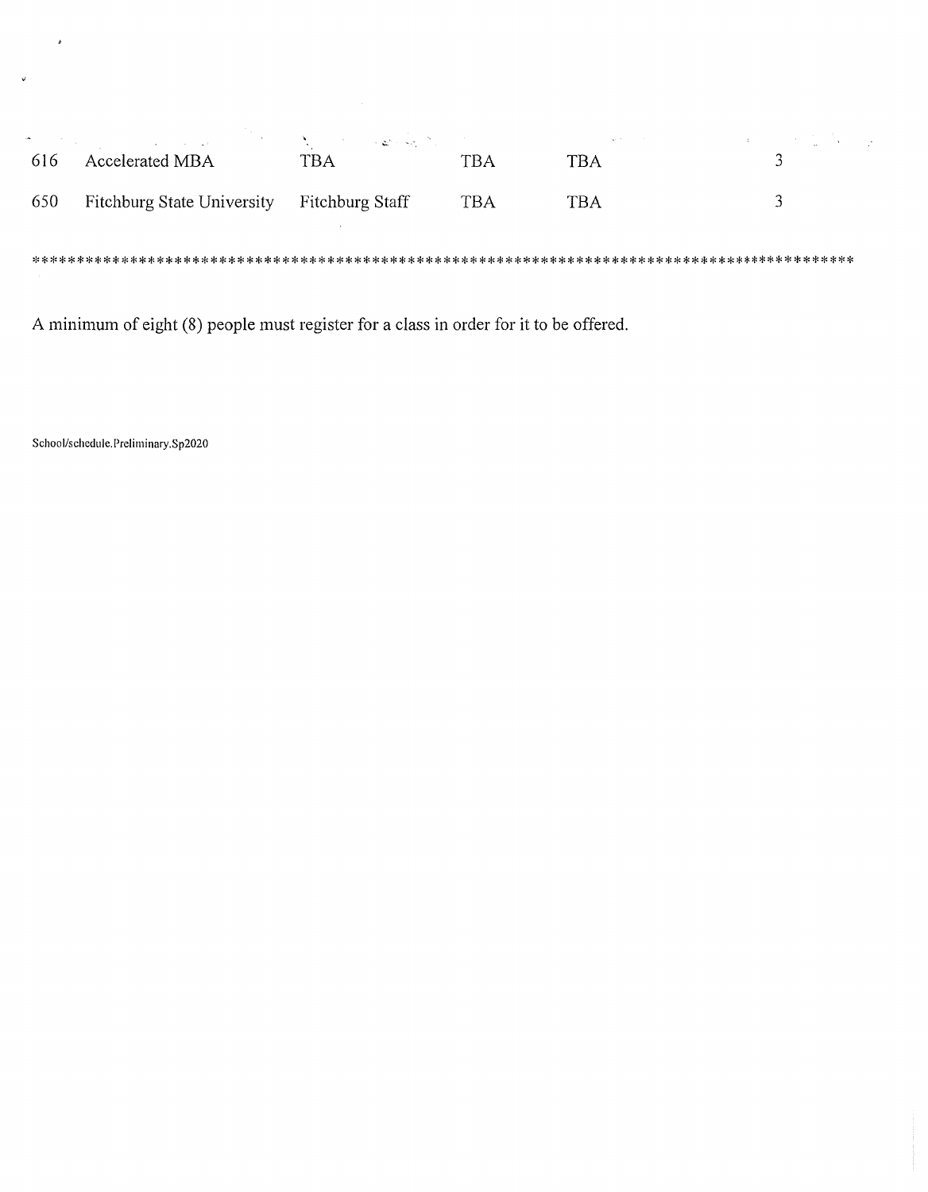| | | | | | |
|---|---|---|---|---|---|
| 616 | Accelerated MBA | TBA | TBA | TBA | 3 |
| 650 | Fitchburg State University | Fitchburg Staff | TBA | TBA | 3 |

**************************************************************************************************

A minimum of eight (8) people must register for a class in order for it to be offered.

School/schedule.Preliminary.Sp2020